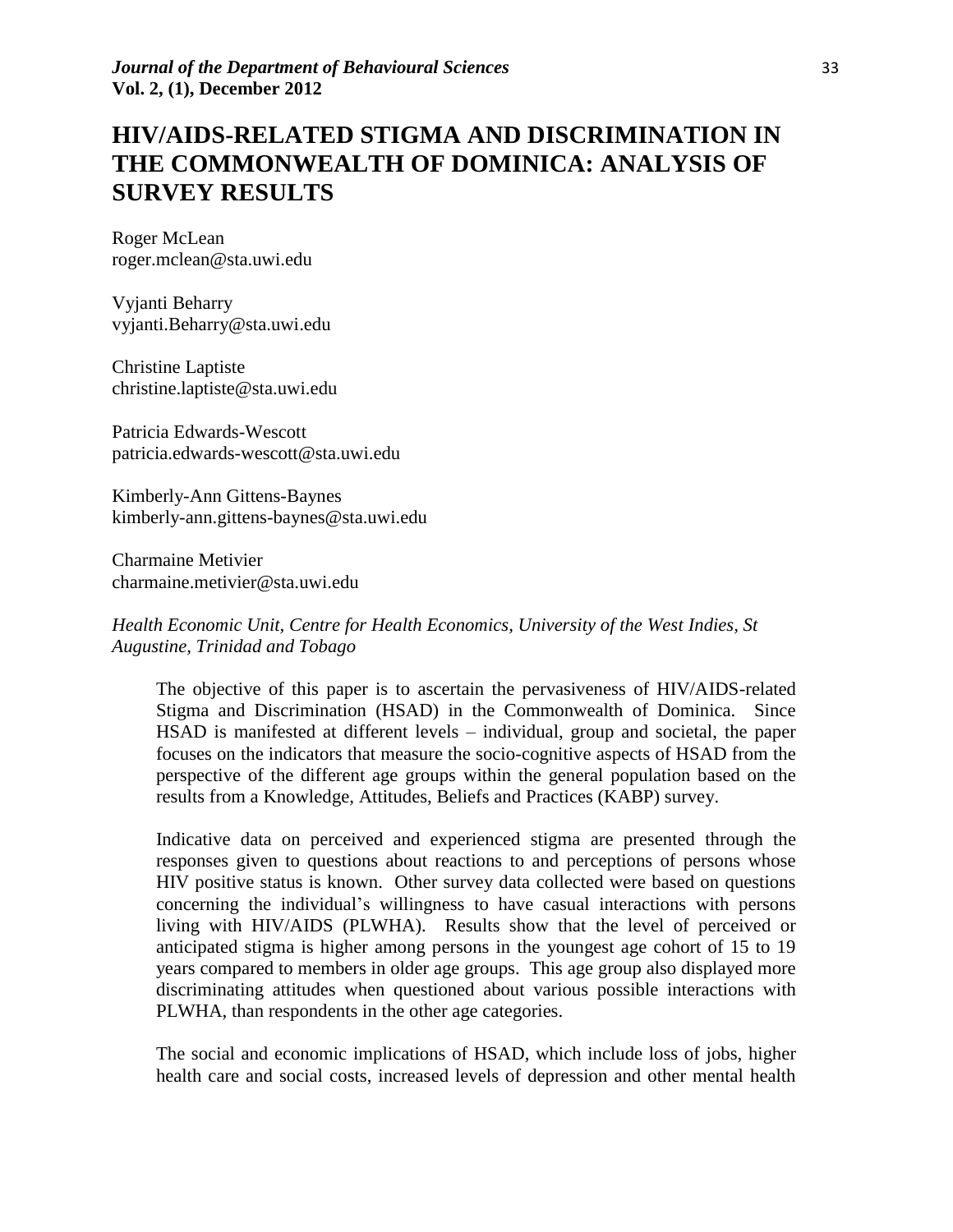# HIV/AIDS-RELATED STIGMA AND DISCRIMINATION IN THE COMMONWEALTH OF DOMINICA: ANALYSIS OF SURVEY RESULTS

Roger McLean
roger.mclean@sta.uwi.edu

Vyjanti Beharry
vyjanti.Beharry@sta.uwi.edu

Christine Laptiste
christine.laptiste@sta.uwi.edu

Patricia Edwards-Wescott
patricia.edwards-wescott@sta.uwi.edu

Kimberly-Ann Gittens-Baynes
kimberly-ann.gittens-baynes@sta.uwi.edu

Charmaine Metivier
charmaine.metivier@sta.uwi.edu

*Health Economic Unit, Centre for Health Economics, University of the West Indies, St Augustine, Trinidad and Tobago*

The objective of this paper is to ascertain the pervasiveness of HIV/AIDS-related Stigma and Discrimination (HSAD) in the Commonwealth of Dominica. Since HSAD is manifested at different levels – individual, group and societal, the paper focuses on the indicators that measure the socio-cognitive aspects of HSAD from the perspective of the different age groups within the general population based on the results from a Knowledge, Attitudes, Beliefs and Practices (KABP) survey.

Indicative data on perceived and experienced stigma are presented through the responses given to questions about reactions to and perceptions of persons whose HIV positive status is known. Other survey data collected were based on questions concerning the individual's willingness to have casual interactions with persons living with HIV/AIDS (PLWHA). Results show that the level of perceived or anticipated stigma is higher among persons in the youngest age cohort of 15 to 19 years compared to members in older age groups. This age group also displayed more discriminating attitudes when questioned about various possible interactions with PLWHA, than respondents in the other age categories.

The social and economic implications of HSAD, which include loss of jobs, higher health care and social costs, increased levels of depression and other mental health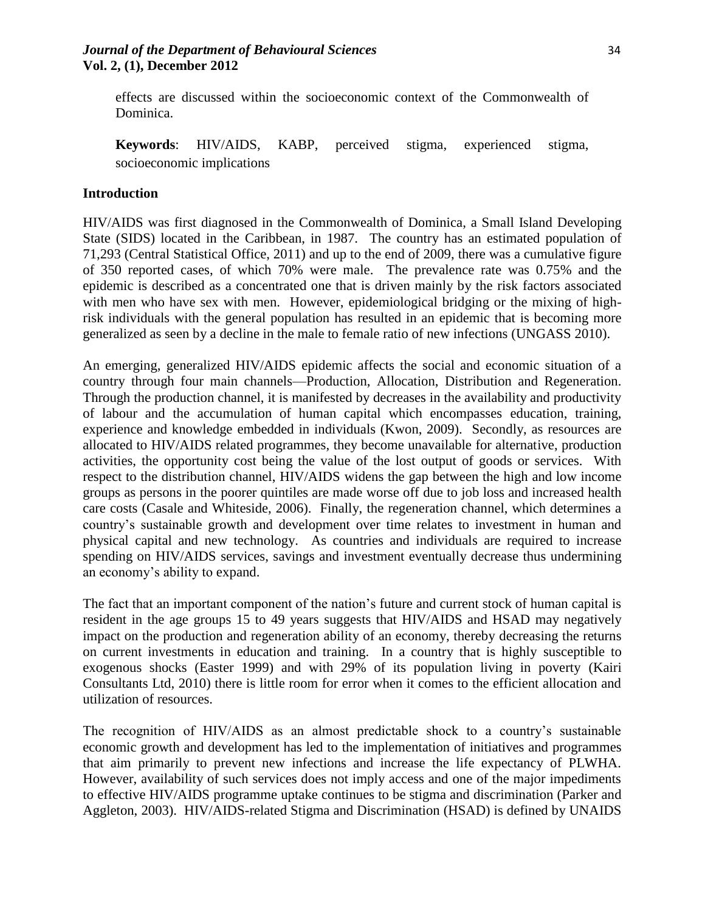effects are discussed within the socioeconomic context of the Commonwealth of Dominica.

**Keywords**: HIV/AIDS, KABP, perceived stigma, experienced stigma, socioeconomic implications

## Introduction

HIV/AIDS was first diagnosed in the Commonwealth of Dominica, a Small Island Developing State (SIDS) located in the Caribbean, in 1987. The country has an estimated population of 71,293 (Central Statistical Office, 2011) and up to the end of 2009, there was a cumulative figure of 350 reported cases, of which 70% were male. The prevalence rate was 0.75% and the epidemic is described as a concentrated one that is driven mainly by the risk factors associated with men who have sex with men. However, epidemiological bridging or the mixing of high-risk individuals with the general population has resulted in an epidemic that is becoming more generalized as seen by a decline in the male to female ratio of new infections (UNGASS 2010).

An emerging, generalized HIV/AIDS epidemic affects the social and economic situation of a country through four main channels—Production, Allocation, Distribution and Regeneration. Through the production channel, it is manifested by decreases in the availability and productivity of labour and the accumulation of human capital which encompasses education, training, experience and knowledge embedded in individuals (Kwon, 2009). Secondly, as resources are allocated to HIV/AIDS related programmes, they become unavailable for alternative, production activities, the opportunity cost being the value of the lost output of goods or services. With respect to the distribution channel, HIV/AIDS widens the gap between the high and low income groups as persons in the poorer quintiles are made worse off due to job loss and increased health care costs (Casale and Whiteside, 2006). Finally, the regeneration channel, which determines a country's sustainable growth and development over time relates to investment in human and physical capital and new technology. As countries and individuals are required to increase spending on HIV/AIDS services, savings and investment eventually decrease thus undermining an economy's ability to expand.

The fact that an important component of the nation's future and current stock of human capital is resident in the age groups 15 to 49 years suggests that HIV/AIDS and HSAD may negatively impact on the production and regeneration ability of an economy, thereby decreasing the returns on current investments in education and training. In a country that is highly susceptible to exogenous shocks (Easter 1999) and with 29% of its population living in poverty (Kairi Consultants Ltd, 2010) there is little room for error when it comes to the efficient allocation and utilization of resources.

The recognition of HIV/AIDS as an almost predictable shock to a country's sustainable economic growth and development has led to the implementation of initiatives and programmes that aim primarily to prevent new infections and increase the life expectancy of PLWHA. However, availability of such services does not imply access and one of the major impediments to effective HIV/AIDS programme uptake continues to be stigma and discrimination (Parker and Aggleton, 2003). HIV/AIDS-related Stigma and Discrimination (HSAD) is defined by UNAIDS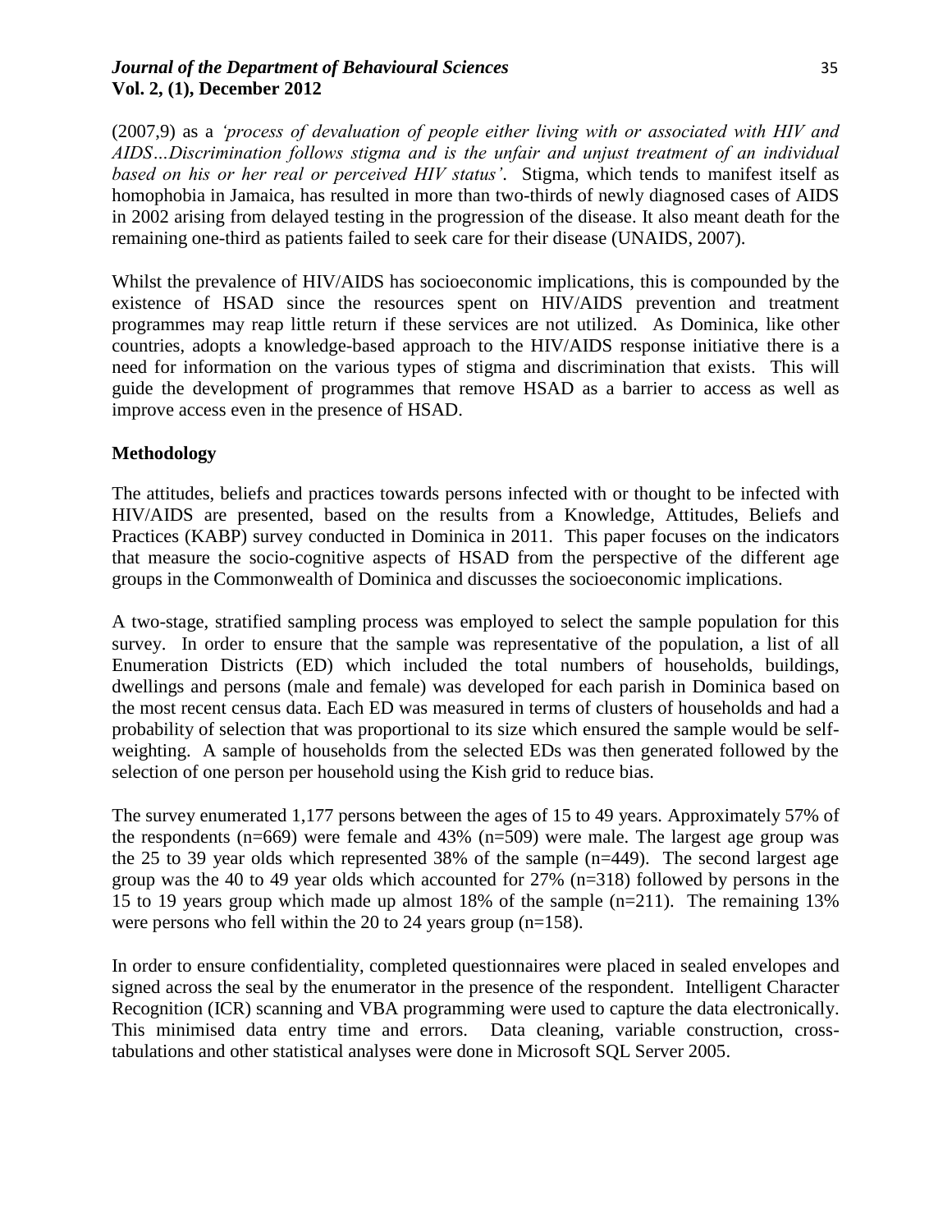(2007,9) as a *'process of devaluation of people either living with or associated with HIV and AIDS…Discrimination follows stigma and is the unfair and unjust treatment of an individual based on his or her real or perceived HIV status'*. Stigma, which tends to manifest itself as homophobia in Jamaica, has resulted in more than two-thirds of newly diagnosed cases of AIDS in 2002 arising from delayed testing in the progression of the disease. It also meant death for the remaining one-third as patients failed to seek care for their disease (UNAIDS, 2007).

Whilst the prevalence of HIV/AIDS has socioeconomic implications, this is compounded by the existence of HSAD since the resources spent on HIV/AIDS prevention and treatment programmes may reap little return if these services are not utilized. As Dominica, like other countries, adopts a knowledge-based approach to the HIV/AIDS response initiative there is a need for information on the various types of stigma and discrimination that exists. This will guide the development of programmes that remove HSAD as a barrier to access as well as improve access even in the presence of HSAD.

**Methodology**

The attitudes, beliefs and practices towards persons infected with or thought to be infected with HIV/AIDS are presented, based on the results from a Knowledge, Attitudes, Beliefs and Practices (KABP) survey conducted in Dominica in 2011. This paper focuses on the indicators that measure the socio-cognitive aspects of HSAD from the perspective of the different age groups in the Commonwealth of Dominica and discusses the socioeconomic implications.

A two-stage, stratified sampling process was employed to select the sample population for this survey. In order to ensure that the sample was representative of the population, a list of all Enumeration Districts (ED) which included the total numbers of households, buildings, dwellings and persons (male and female) was developed for each parish in Dominica based on the most recent census data. Each ED was measured in terms of clusters of households and had a probability of selection that was proportional to its size which ensured the sample would be self-weighting. A sample of households from the selected EDs was then generated followed by the selection of one person per household using the Kish grid to reduce bias.

The survey enumerated 1,177 persons between the ages of 15 to 49 years. Approximately 57% of the respondents (n=669) were female and 43% (n=509) were male. The largest age group was the 25 to 39 year olds which represented 38% of the sample (n=449). The second largest age group was the 40 to 49 year olds which accounted for 27% (n=318) followed by persons in the 15 to 19 years group which made up almost 18% of the sample (n=211). The remaining 13% were persons who fell within the 20 to 24 years group (n=158).

In order to ensure confidentiality, completed questionnaires were placed in sealed envelopes and signed across the seal by the enumerator in the presence of the respondent. Intelligent Character Recognition (ICR) scanning and VBA programming were used to capture the data electronically. This minimised data entry time and errors. Data cleaning, variable construction, cross-tabulations and other statistical analyses were done in Microsoft SQL Server 2005.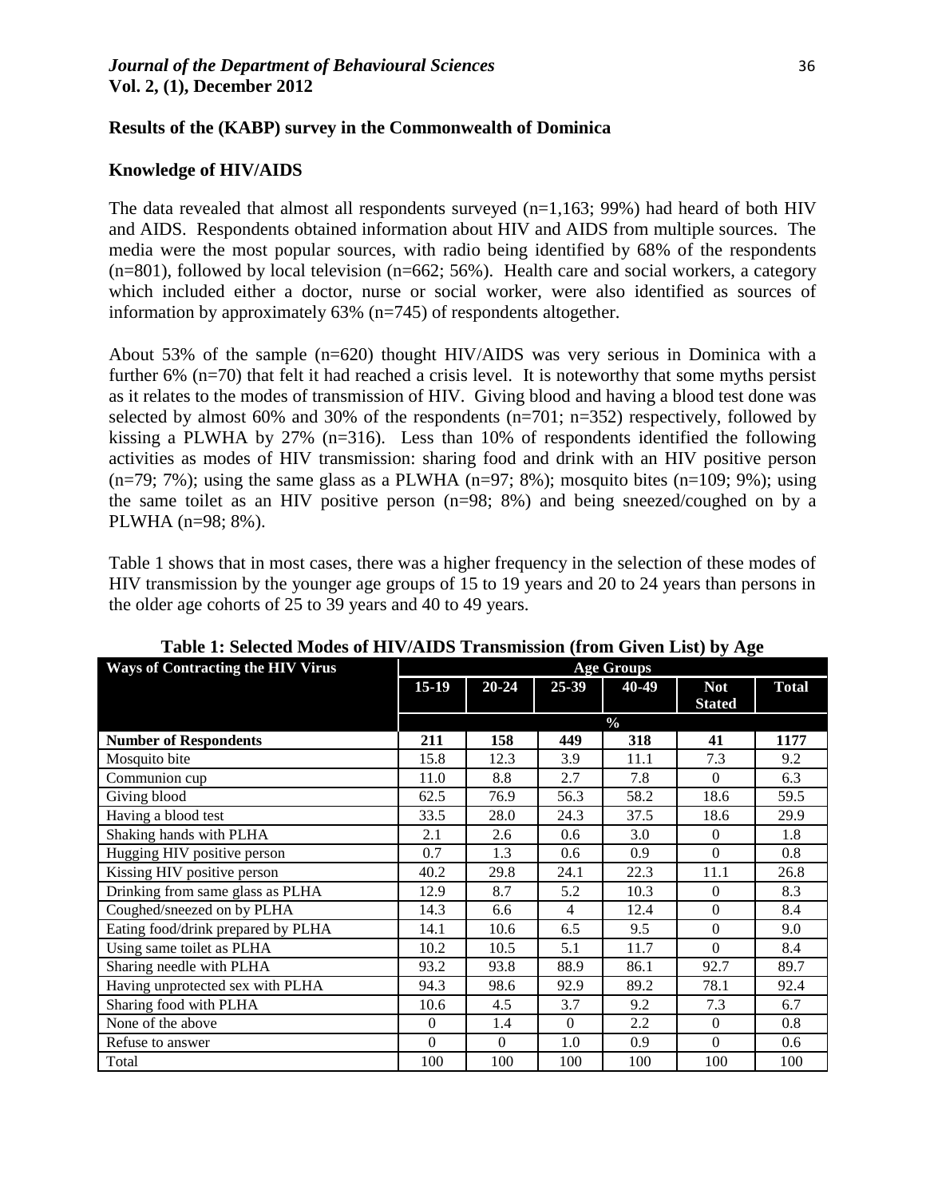## Results of the (KABP) survey in the Commonwealth of Dominica

### Knowledge of HIV/AIDS

The data revealed that almost all respondents surveyed (n=1,163; 99%) had heard of both HIV and AIDS. Respondents obtained information about HIV and AIDS from multiple sources. The media were the most popular sources, with radio being identified by 68% of the respondents (n=801), followed by local television (n=662; 56%). Health care and social workers, a category which included either a doctor, nurse or social worker, were also identified as sources of information by approximately 63% (n=745) of respondents altogether.

About 53% of the sample (n=620) thought HIV/AIDS was very serious in Dominica with a further 6% (n=70) that felt it had reached a crisis level. It is noteworthy that some myths persist as it relates to the modes of transmission of HIV. Giving blood and having a blood test done was selected by almost 60% and 30% of the respondents (n=701; n=352) respectively, followed by kissing a PLWHA by 27% (n=316). Less than 10% of respondents identified the following activities as modes of HIV transmission: sharing food and drink with an HIV positive person (n=79; 7%); using the same glass as a PLWHA (n=97; 8%); mosquito bites (n=109; 9%); using the same toilet as an HIV positive person (n=98; 8%) and being sneezed/coughed on by a PLWHA (n=98; 8%).

Table 1 shows that in most cases, there was a higher frequency in the selection of these modes of HIV transmission by the younger age groups of 15 to 19 years and 20 to 24 years than persons in the older age cohorts of 25 to 39 years and 40 to 49 years.

**Table 1: Selected Modes of HIV/AIDS Transmission (from Given List) by Age**

| Ways of Contracting the HIV Virus | Age Groups | | | | | |
|---|---|---|---|---|---|---|
| | 15-19 | 20-24 | 25-39 | 40-49 | Not Stated | Total |
| | % | | | | | |
| **Number of Respondents** | **211** | **158** | **449** | **318** | **41** | **1177** |
| Mosquito bite | 15.8 | 12.3 | 3.9 | 11.1 | 7.3 | 9.2 |
| Communion cup | 11.0 | 8.8 | 2.7 | 7.8 | 0 | 6.3 |
| Giving blood | 62.5 | 76.9 | 56.3 | 58.2 | 18.6 | 59.5 |
| Having a blood test | 33.5 | 28.0 | 24.3 | 37.5 | 18.6 | 29.9 |
| Shaking hands with PLHA | 2.1 | 2.6 | 0.6 | 3.0 | 0 | 1.8 |
| Hugging HIV positive person | 0.7 | 1.3 | 0.6 | 0.9 | 0 | 0.8 |
| Kissing HIV positive person | 40.2 | 29.8 | 24.1 | 22.3 | 11.1 | 26.8 |
| Drinking from same glass as PLHA | 12.9 | 8.7 | 5.2 | 10.3 | 0 | 8.3 |
| Coughed/sneezed on by PLHA | 14.3 | 6.6 | 4 | 12.4 | 0 | 8.4 |
| Eating food/drink prepared by PLHA | 14.1 | 10.6 | 6.5 | 9.5 | 0 | 9.0 |
| Using same toilet as PLHA | 10.2 | 10.5 | 5.1 | 11.7 | 0 | 8.4 |
| Sharing needle with PLHA | 93.2 | 93.8 | 88.9 | 86.1 | 92.7 | 89.7 |
| Having unprotected sex with PLHA | 94.3 | 98.6 | 92.9 | 89.2 | 78.1 | 92.4 |
| Sharing food with PLHA | 10.6 | 4.5 | 3.7 | 9.2 | 7.3 | 6.7 |
| None of the above | 0 | 1.4 | 0 | 2.2 | 0 | 0.8 |
| Refuse to answer | 0 | 0 | 1.0 | 0.9 | 0 | 0.6 |
| Total | 100 | 100 | 100 | 100 | 100 | 100 |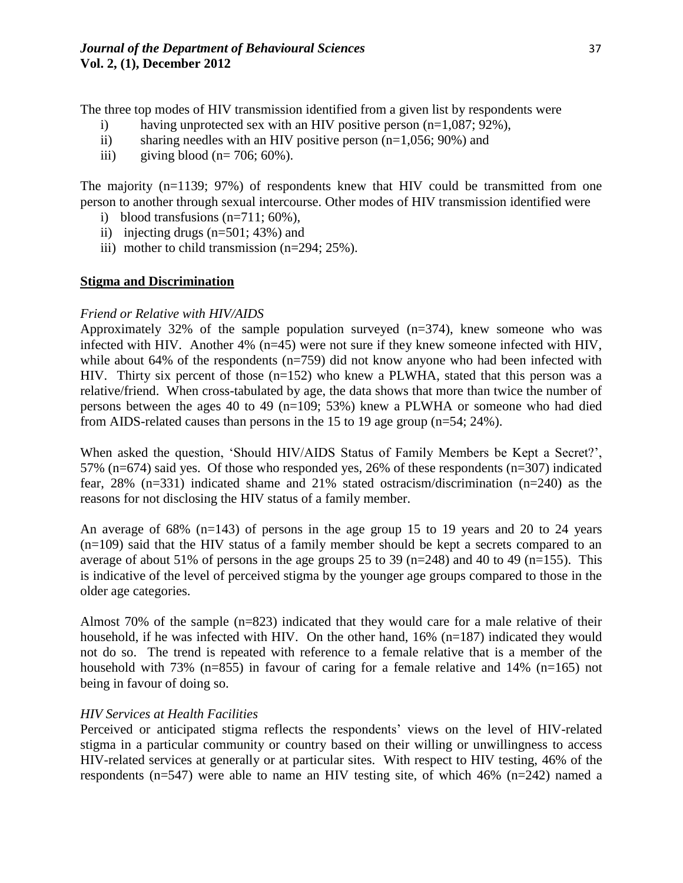The three top modes of HIV transmission identified from a given list by respondents were

i) having unprotected sex with an HIV positive person (n=1,087; 92%),
ii) sharing needles with an HIV positive person (n=1,056; 90%) and
iii) giving blood (n= 706; 60%).

The majority (n=1139; 97%) of respondents knew that HIV could be transmitted from one person to another through sexual intercourse. Other modes of HIV transmission identified were

i) blood transfusions (n=711; 60%),
ii) injecting drugs (n=501; 43%) and
iii) mother to child transmission (n=294; 25%).

## Stigma and Discrimination

*Friend or Relative with HIV/AIDS*

Approximately 32% of the sample population surveyed (n=374), knew someone who was infected with HIV. Another 4% (n=45) were not sure if they knew someone infected with HIV, while about 64% of the respondents (n=759) did not know anyone who had been infected with HIV. Thirty six percent of those (n=152) who knew a PLWHA, stated that this person was a relative/friend. When cross-tabulated by age, the data shows that more than twice the number of persons between the ages 40 to 49 (n=109; 53%) knew a PLWHA or someone who had died from AIDS-related causes than persons in the 15 to 19 age group (n=54; 24%).

When asked the question, 'Should HIV/AIDS Status of Family Members be Kept a Secret?', 57% (n=674) said yes. Of those who responded yes, 26% of these respondents (n=307) indicated fear, 28% (n=331) indicated shame and 21% stated ostracism/discrimination (n=240) as the reasons for not disclosing the HIV status of a family member.

An average of 68% (n=143) of persons in the age group 15 to 19 years and 20 to 24 years (n=109) said that the HIV status of a family member should be kept a secrets compared to an average of about 51% of persons in the age groups 25 to 39 (n=248) and 40 to 49 (n=155). This is indicative of the level of perceived stigma by the younger age groups compared to those in the older age categories.

Almost 70% of the sample (n=823) indicated that they would care for a male relative of their household, if he was infected with HIV. On the other hand, 16% (n=187) indicated they would not do so. The trend is repeated with reference to a female relative that is a member of the household with 73% (n=855) in favour of caring for a female relative and 14% (n=165) not being in favour of doing so.

*HIV Services at Health Facilities*

Perceived or anticipated stigma reflects the respondents' views on the level of HIV-related stigma in a particular community or country based on their willing or unwillingness to access HIV-related services at generally or at particular sites. With respect to HIV testing, 46% of the respondents (n=547) were able to name an HIV testing site, of which 46% (n=242) named a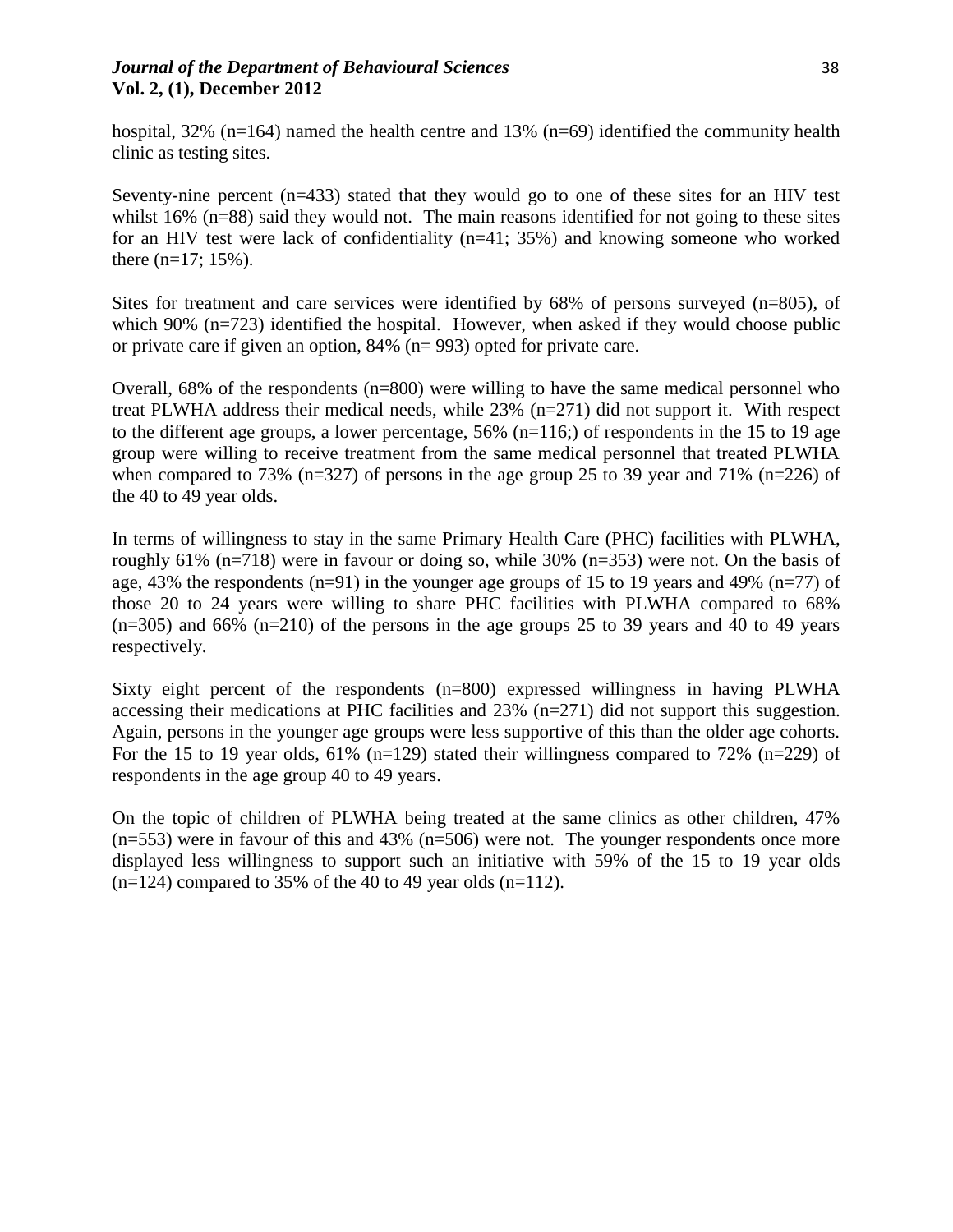hospital, 32% (n=164) named the health centre and 13% (n=69) identified the community health clinic as testing sites.

Seventy-nine percent (n=433) stated that they would go to one of these sites for an HIV test whilst 16% (n=88) said they would not. The main reasons identified for not going to these sites for an HIV test were lack of confidentiality (n=41; 35%) and knowing someone who worked there (n=17; 15%).

Sites for treatment and care services were identified by 68% of persons surveyed (n=805), of which 90% (n=723) identified the hospital. However, when asked if they would choose public or private care if given an option, 84% (n= 993) opted for private care.

Overall, 68% of the respondents (n=800) were willing to have the same medical personnel who treat PLWHA address their medical needs, while 23% (n=271) did not support it. With respect to the different age groups, a lower percentage, 56% (n=116;) of respondents in the 15 to 19 age group were willing to receive treatment from the same medical personnel that treated PLWHA when compared to 73% (n=327) of persons in the age group 25 to 39 year and 71% (n=226) of the 40 to 49 year olds.

In terms of willingness to stay in the same Primary Health Care (PHC) facilities with PLWHA, roughly 61% (n=718) were in favour or doing so, while 30% (n=353) were not. On the basis of age, 43% the respondents (n=91) in the younger age groups of 15 to 19 years and 49% (n=77) of those 20 to 24 years were willing to share PHC facilities with PLWHA compared to 68% (n=305) and 66% (n=210) of the persons in the age groups 25 to 39 years and 40 to 49 years respectively.

Sixty eight percent of the respondents (n=800) expressed willingness in having PLWHA accessing their medications at PHC facilities and 23% (n=271) did not support this suggestion. Again, persons in the younger age groups were less supportive of this than the older age cohorts. For the 15 to 19 year olds, 61% (n=129) stated their willingness compared to 72% (n=229) of respondents in the age group 40 to 49 years.

On the topic of children of PLWHA being treated at the same clinics as other children, 47% (n=553) were in favour of this and 43% (n=506) were not. The younger respondents once more displayed less willingness to support such an initiative with 59% of the 15 to 19 year olds (n=124) compared to 35% of the 40 to 49 year olds (n=112).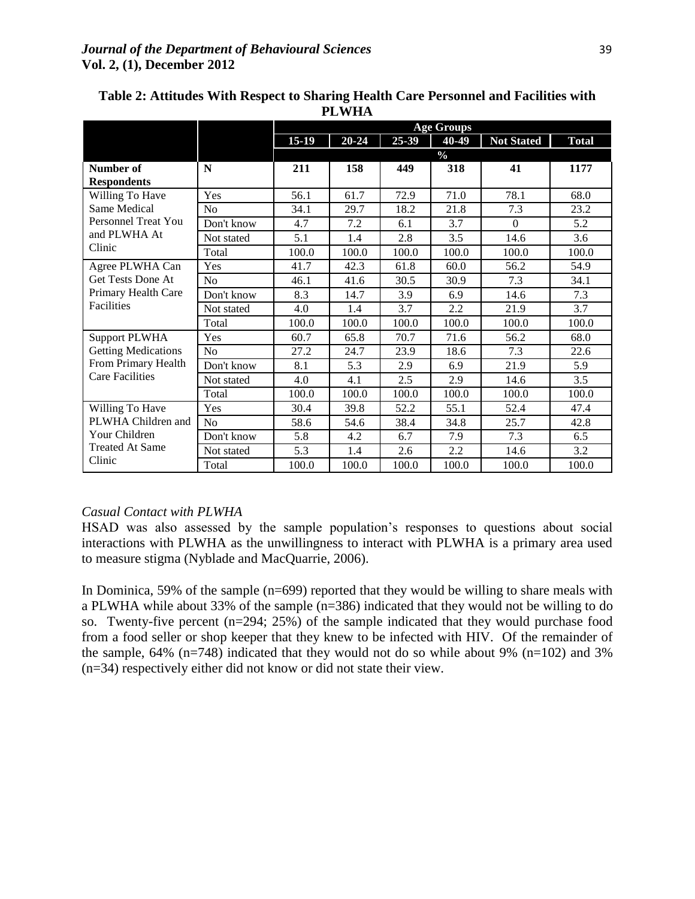**Table 2: Attitudes With Respect to Sharing Health Care Personnel and Facilities with PLWHA**

| | | Age Groups | | | | | |
|---|---|---|---|---|---|---|---|
| | | 15-19 | 20-24 | 25-39 | 40-49 | Not Stated | Total |
| | | % | | | | | |
| **Number of Respondents** | **N** | **211** | **158** | **449** | **318** | **41** | **1177** |
| Willing To Have Same Medical Personnel Treat You and PLWHA At Clinic | Yes | 56.1 | 61.7 | 72.9 | 71.0 | 78.1 | 68.0 |
| | No | 34.1 | 29.7 | 18.2 | 21.8 | 7.3 | 23.2 |
| | Don't know | 4.7 | 7.2 | 6.1 | 3.7 | 0 | 5.2 |
| | Not stated | 5.1 | 1.4 | 2.8 | 3.5 | 14.6 | 3.6 |
| | Total | 100.0 | 100.0 | 100.0 | 100.0 | 100.0 | 100.0 |
| Agree PLWHA Can Get Tests Done At Primary Health Care Facilities | Yes | 41.7 | 42.3 | 61.8 | 60.0 | 56.2 | 54.9 |
| | No | 46.1 | 41.6 | 30.5 | 30.9 | 7.3 | 34.1 |
| | Don't know | 8.3 | 14.7 | 3.9 | 6.9 | 14.6 | 7.3 |
| | Not stated | 4.0 | 1.4 | 3.7 | 2.2 | 21.9 | 3.7 |
| | Total | 100.0 | 100.0 | 100.0 | 100.0 | 100.0 | 100.0 |
| Support PLWHA Getting Medications From Primary Health Care Facilities | Yes | 60.7 | 65.8 | 70.7 | 71.6 | 56.2 | 68.0 |
| | No | 27.2 | 24.7 | 23.9 | 18.6 | 7.3 | 22.6 |
| | Don't know | 8.1 | 5.3 | 2.9 | 6.9 | 21.9 | 5.9 |
| | Not stated | 4.0 | 4.1 | 2.5 | 2.9 | 14.6 | 3.5 |
| | Total | 100.0 | 100.0 | 100.0 | 100.0 | 100.0 | 100.0 |
| Willing To Have PLWHA Children and Your Children Treated At Same Clinic | Yes | 30.4 | 39.8 | 52.2 | 55.1 | 52.4 | 47.4 |
| | No | 58.6 | 54.6 | 38.4 | 34.8 | 25.7 | 42.8 |
| | Don't know | 5.8 | 4.2 | 6.7 | 7.9 | 7.3 | 6.5 |
| | Not stated | 5.3 | 1.4 | 2.6 | 2.2 | 14.6 | 3.2 |
| | Total | 100.0 | 100.0 | 100.0 | 100.0 | 100.0 | 100.0 |

*Casual Contact with PLWHA*

HSAD was also assessed by the sample population's responses to questions about social interactions with PLWHA as the unwillingness to interact with PLWHA is a primary area used to measure stigma (Nyblade and MacQuarrie, 2006).

In Dominica, 59% of the sample (n=699) reported that they would be willing to share meals with a PLWHA while about 33% of the sample (n=386) indicated that they would not be willing to do so. Twenty-five percent (n=294; 25%) of the sample indicated that they would purchase food from a food seller or shop keeper that they knew to be infected with HIV. Of the remainder of the sample, 64% (n=748) indicated that they would not do so while about 9% (n=102) and 3% (n=34) respectively either did not know or did not state their view.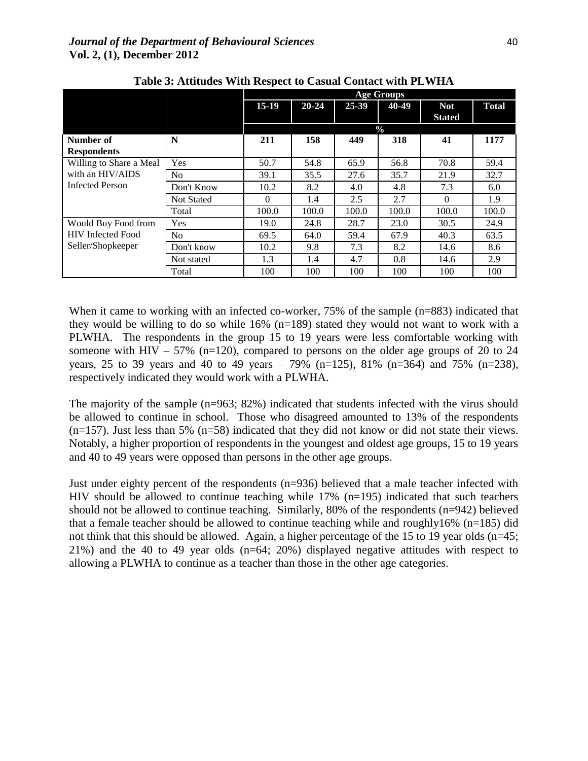**Table 3: Attitudes With Respect to Casual Contact with PLWHA**

| | | Age Groups | | | | | |
|---|---|---|---|---|---|---|---|
| | | 15-19 | 20-24 | 25-39 | 40-49 | Not Stated | Total |
| | | % | | | | | |
| **Number of Respondents** | **N** | **211** | **158** | **449** | **318** | **41** | **1177** |
| Willing to Share a Meal with an HIV/AIDS Infected Person | Yes | 50.7 | 54.8 | 65.9 | 56.8 | 70.8 | 59.4 |
| | No | 39.1 | 35.5 | 27.6 | 35.7 | 21.9 | 32.7 |
| | Don't Know | 10.2 | 8.2 | 4.0 | 4.8 | 7.3 | 6.0 |
| | Not Stated | 0 | 1.4 | 2.5 | 2.7 | 0 | 1.9 |
| | Total | 100.0 | 100.0 | 100.0 | 100.0 | 100.0 | 100.0 |
| Would Buy Food from HIV Infected Food Seller/Shopkeeper | Yes | 19.0 | 24.8 | 28.7 | 23.0 | 30.5 | 24.9 |
| | No | 69.5 | 64.0 | 59.4 | 67.9 | 40.3 | 63.5 |
| | Don't know | 10.2 | 9.8 | 7.3 | 8.2 | 14.6 | 8.6 |
| | Not stated | 1.3 | 1.4 | 4.7 | 0.8 | 14.6 | 2.9 |
| | Total | 100 | 100 | 100 | 100 | 100 | 100 |

When it came to working with an infected co-worker, 75% of the sample (n=883) indicated that they would be willing to do so while 16% (n=189) stated they would not want to work with a PLWHA. The respondents in the group 15 to 19 years were less comfortable working with someone with HIV – 57% (n=120), compared to persons on the older age groups of 20 to 24 years, 25 to 39 years and 40 to 49 years – 79% (n=125), 81% (n=364) and 75% (n=238), respectively indicated they would work with a PLWHA.

The majority of the sample (n=963; 82%) indicated that students infected with the virus should be allowed to continue in school. Those who disagreed amounted to 13% of the respondents (n=157). Just less than 5% (n=58) indicated that they did not know or did not state their views. Notably, a higher proportion of respondents in the youngest and oldest age groups, 15 to 19 years and 40 to 49 years were opposed than persons in the other age groups.

Just under eighty percent of the respondents (n=936) believed that a male teacher infected with HIV should be allowed to continue teaching while 17% (n=195) indicated that such teachers should not be allowed to continue teaching. Similarly, 80% of the respondents (n=942) believed that a female teacher should be allowed to continue teaching while and roughly16% (n=185) did not think that this should be allowed. Again, a higher percentage of the 15 to 19 year olds (n=45; 21%) and the 40 to 49 year olds (n=64; 20%) displayed negative attitudes with respect to allowing a PLWHA to continue as a teacher than those in the other age categories.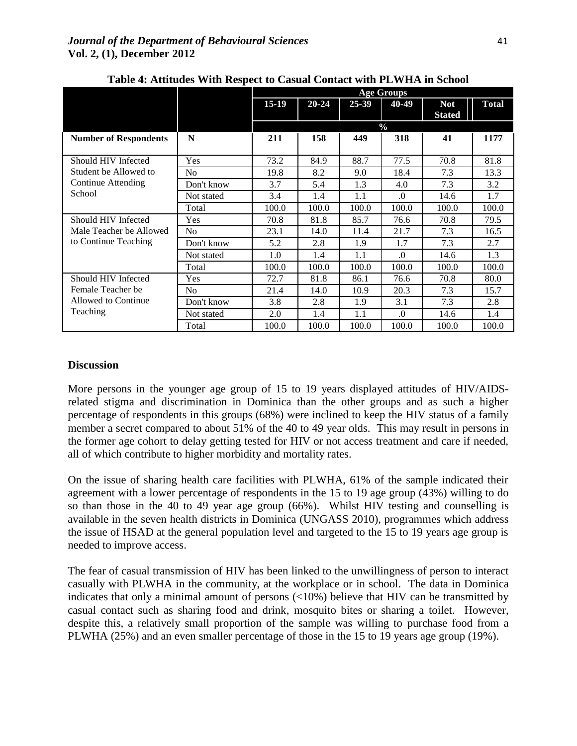**Table 4: Attitudes With Respect to Casual Contact with PLWHA in School**

| | | Age Groups | | | | | |
|---|---|---|---|---|---|---|---|
| | | 15-19 | 20-24 | 25-39 | 40-49 | Not Stated | Total |
| | | % | | | | | |
| **Number of Respondents** | **N** | **211** | **158** | **449** | **318** | **41** | **1177** |
| Should HIV Infected Student be Allowed to Continue Attending School | Yes | 73.2 | 84.9 | 88.7 | 77.5 | 70.8 | 81.8 |
| | No | 19.8 | 8.2 | 9.0 | 18.4 | 7.3 | 13.3 |
| | Don't know | 3.7 | 5.4 | 1.3 | 4.0 | 7.3 | 3.2 |
| | Not stated | 3.4 | 1.4 | 1.1 | .0 | 14.6 | 1.7 |
| | Total | 100.0 | 100.0 | 100.0 | 100.0 | 100.0 | 100.0 |
| Should HIV Infected Male Teacher be Allowed to Continue Teaching | Yes | 70.8 | 81.8 | 85.7 | 76.6 | 70.8 | 79.5 |
| | No | 23.1 | 14.0 | 11.4 | 21.7 | 7.3 | 16.5 |
| | Don't know | 5.2 | 2.8 | 1.9 | 1.7 | 7.3 | 2.7 |
| | Not stated | 1.0 | 1.4 | 1.1 | .0 | 14.6 | 1.3 |
| | Total | 100.0 | 100.0 | 100.0 | 100.0 | 100.0 | 100.0 |
| Should HIV Infected Female Teacher be Allowed to Continue Teaching | Yes | 72.7 | 81.8 | 86.1 | 76.6 | 70.8 | 80.0 |
| | No | 21.4 | 14.0 | 10.9 | 20.3 | 7.3 | 15.7 |
| | Don't know | 3.8 | 2.8 | 1.9 | 3.1 | 7.3 | 2.8 |
| | Not stated | 2.0 | 1.4 | 1.1 | .0 | 14.6 | 1.4 |
| | Total | 100.0 | 100.0 | 100.0 | 100.0 | 100.0 | 100.0 |

## Discussion

More persons in the younger age group of 15 to 19 years displayed attitudes of HIV/AIDS-related stigma and discrimination in Dominica than the other groups and as such a higher percentage of respondents in this groups (68%) were inclined to keep the HIV status of a family member a secret compared to about 51% of the 40 to 49 year olds. This may result in persons in the former age cohort to delay getting tested for HIV or not access treatment and care if needed, all of which contribute to higher morbidity and mortality rates.

On the issue of sharing health care facilities with PLWHA, 61% of the sample indicated their agreement with a lower percentage of respondents in the 15 to 19 age group (43%) willing to do so than those in the 40 to 49 year age group (66%). Whilst HIV testing and counselling is available in the seven health districts in Dominica (UNGASS 2010), programmes which address the issue of HSAD at the general population level and targeted to the 15 to 19 years age group is needed to improve access.

The fear of casual transmission of HIV has been linked to the unwillingness of person to interact casually with PLWHA in the community, at the workplace or in school. The data in Dominica indicates that only a minimal amount of persons (<10%) believe that HIV can be transmitted by casual contact such as sharing food and drink, mosquito bites or sharing a toilet. However, despite this, a relatively small proportion of the sample was willing to purchase food from a PLWHA (25%) and an even smaller percentage of those in the 15 to 19 years age group (19%).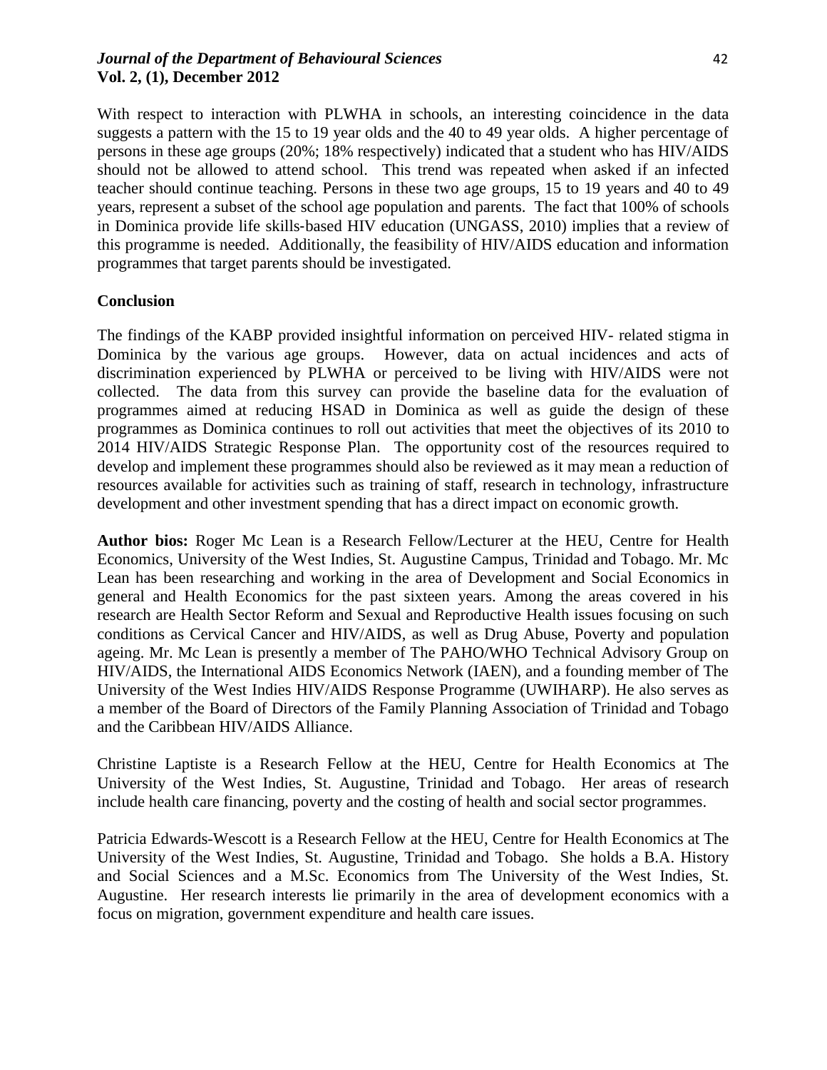With respect to interaction with PLWHA in schools, an interesting coincidence in the data suggests a pattern with the 15 to 19 year olds and the 40 to 49 year olds. A higher percentage of persons in these age groups (20%; 18% respectively) indicated that a student who has HIV/AIDS should not be allowed to attend school. This trend was repeated when asked if an infected teacher should continue teaching. Persons in these two age groups, 15 to 19 years and 40 to 49 years, represent a subset of the school age population and parents. The fact that 100% of schools in Dominica provide life skills-based HIV education (UNGASS, 2010) implies that a review of this programme is needed. Additionally, the feasibility of HIV/AIDS education and information programmes that target parents should be investigated.

## Conclusion

The findings of the KABP provided insightful information on perceived HIV- related stigma in Dominica by the various age groups. However, data on actual incidences and acts of discrimination experienced by PLWHA or perceived to be living with HIV/AIDS were not collected. The data from this survey can provide the baseline data for the evaluation of programmes aimed at reducing HSAD in Dominica as well as guide the design of these programmes as Dominica continues to roll out activities that meet the objectives of its 2010 to 2014 HIV/AIDS Strategic Response Plan. The opportunity cost of the resources required to develop and implement these programmes should also be reviewed as it may mean a reduction of resources available for activities such as training of staff, research in technology, infrastructure development and other investment spending that has a direct impact on economic growth.

**Author bios:** Roger Mc Lean is a Research Fellow/Lecturer at the HEU, Centre for Health Economics, University of the West Indies, St. Augustine Campus, Trinidad and Tobago. Mr. Mc Lean has been researching and working in the area of Development and Social Economics in general and Health Economics for the past sixteen years. Among the areas covered in his research are Health Sector Reform and Sexual and Reproductive Health issues focusing on such conditions as Cervical Cancer and HIV/AIDS, as well as Drug Abuse, Poverty and population ageing. Mr. Mc Lean is presently a member of The PAHO/WHO Technical Advisory Group on HIV/AIDS, the International AIDS Economics Network (IAEN), and a founding member of The University of the West Indies HIV/AIDS Response Programme (UWIHARP). He also serves as a member of the Board of Directors of the Family Planning Association of Trinidad and Tobago and the Caribbean HIV/AIDS Alliance.

Christine Laptiste is a Research Fellow at the HEU, Centre for Health Economics at The University of the West Indies, St. Augustine, Trinidad and Tobago. Her areas of research include health care financing, poverty and the costing of health and social sector programmes.

Patricia Edwards-Wescott is a Research Fellow at the HEU, Centre for Health Economics at The University of the West Indies, St. Augustine, Trinidad and Tobago. She holds a B.A. History and Social Sciences and a M.Sc. Economics from The University of the West Indies, St. Augustine. Her research interests lie primarily in the area of development economics with a focus on migration, government expenditure and health care issues.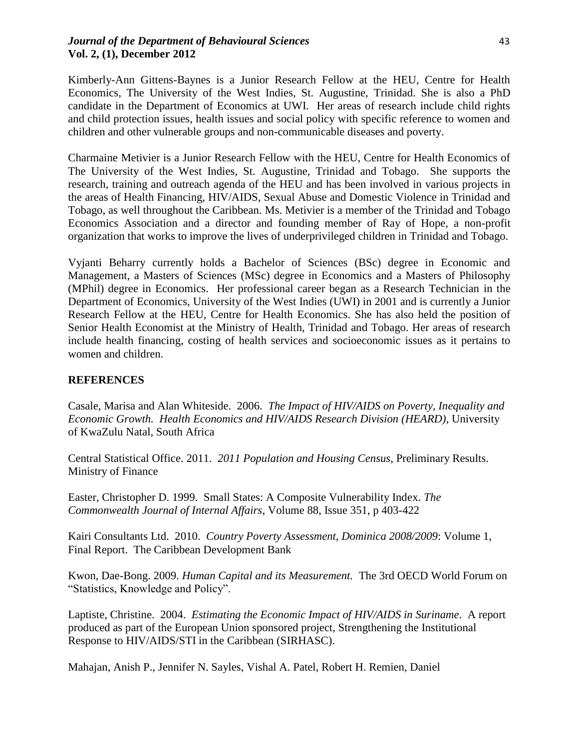Kimberly-Ann Gittens-Baynes is a Junior Research Fellow at the HEU, Centre for Health Economics, The University of the West Indies, St. Augustine, Trinidad. She is also a PhD candidate in the Department of Economics at UWI. Her areas of research include child rights and child protection issues, health issues and social policy with specific reference to women and children and other vulnerable groups and non-communicable diseases and poverty.

Charmaine Metivier is a Junior Research Fellow with the HEU, Centre for Health Economics of The University of the West Indies, St. Augustine, Trinidad and Tobago. She supports the research, training and outreach agenda of the HEU and has been involved in various projects in the areas of Health Financing, HIV/AIDS, Sexual Abuse and Domestic Violence in Trinidad and Tobago, as well throughout the Caribbean. Ms. Metivier is a member of the Trinidad and Tobago Economics Association and a director and founding member of Ray of Hope, a non-profit organization that works to improve the lives of underprivileged children in Trinidad and Tobago.

Vyjanti Beharry currently holds a Bachelor of Sciences (BSc) degree in Economic and Management, a Masters of Sciences (MSc) degree in Economics and a Masters of Philosophy (MPhil) degree in Economics. Her professional career began as a Research Technician in the Department of Economics, University of the West Indies (UWI) in 2001 and is currently a Junior Research Fellow at the HEU, Centre for Health Economics. She has also held the position of Senior Health Economist at the Ministry of Health, Trinidad and Tobago. Her areas of research include health financing, costing of health services and socioeconomic issues as it pertains to women and children.

## REFERENCES

Casale, Marisa and Alan Whiteside. 2006. *The Impact of HIV/AIDS on Poverty, Inequality and Economic Growth. Health Economics and HIV/AIDS Research Division (HEARD)*, University of KwaZulu Natal, South Africa

Central Statistical Office. 2011. *2011 Population and Housing Census*, Preliminary Results. Ministry of Finance

Easter, Christopher D. 1999. Small States: A Composite Vulnerability Index. *The Commonwealth Journal of Internal Affairs*, Volume 88, Issue 351, p 403-422

Kairi Consultants Ltd. 2010. *Country Poverty Assessment, Dominica 2008/2009*: Volume 1, Final Report. The Caribbean Development Bank

Kwon, Dae-Bong. 2009. *Human Capital and its Measurement.* The 3rd OECD World Forum on "Statistics, Knowledge and Policy".

Laptiste, Christine. 2004. *Estimating the Economic Impact of HIV/AIDS in Suriname*. A report produced as part of the European Union sponsored project, Strengthening the Institutional Response to HIV/AIDS/STI in the Caribbean (SIRHASC).

Mahajan, Anish P., Jennifer N. Sayles, Vishal A. Patel, Robert H. Remien, Daniel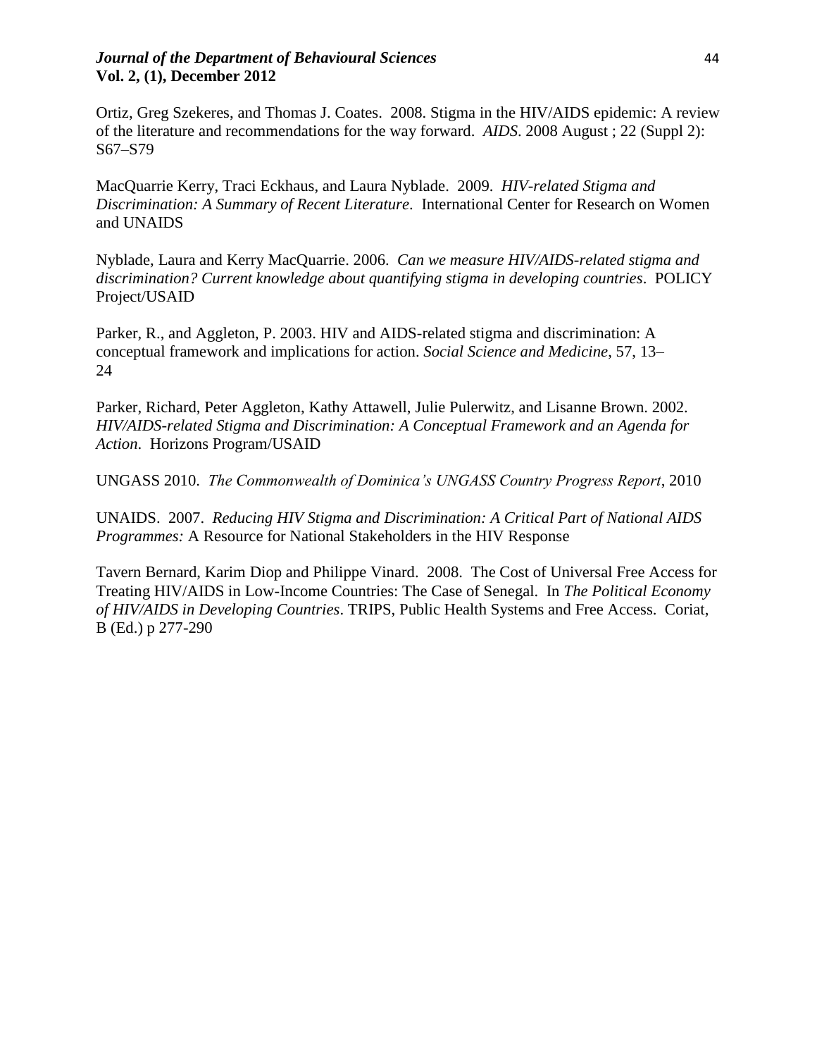Ortiz, Greg Szekeres, and Thomas J. Coates. 2008. Stigma in the HIV/AIDS epidemic: A review of the literature and recommendations for the way forward. *AIDS*. 2008 August ; 22 (Suppl 2): S67–S79

MacQuarrie Kerry, Traci Eckhaus, and Laura Nyblade. 2009. *HIV-related Stigma and Discrimination: A Summary of Recent Literature*. International Center for Research on Women and UNAIDS

Nyblade, Laura and Kerry MacQuarrie. 2006. *Can we measure HIV/AIDS-related stigma and discrimination? Current knowledge about quantifying stigma in developing countries*. POLICY Project/USAID

Parker, R., and Aggleton, P. 2003. HIV and AIDS-related stigma and discrimination: A conceptual framework and implications for action. *Social Science and Medicine*, 57, 13–24

Parker, Richard, Peter Aggleton, Kathy Attawell, Julie Pulerwitz, and Lisanne Brown. 2002. *HIV/AIDS-related Stigma and Discrimination: A Conceptual Framework and an Agenda for Action*. Horizons Program/USAID

UNGASS 2010. *The Commonwealth of Dominica's UNGASS Country Progress Report*, 2010

UNAIDS. 2007. *Reducing HIV Stigma and Discrimination: A Critical Part of National AIDS Programmes:* A Resource for National Stakeholders in the HIV Response

Tavern Bernard, Karim Diop and Philippe Vinard. 2008. The Cost of Universal Free Access for Treating HIV/AIDS in Low-Income Countries: The Case of Senegal. In *The Political Economy of HIV/AIDS in Developing Countries*. TRIPS, Public Health Systems and Free Access. Coriat, B (Ed.) p 277-290